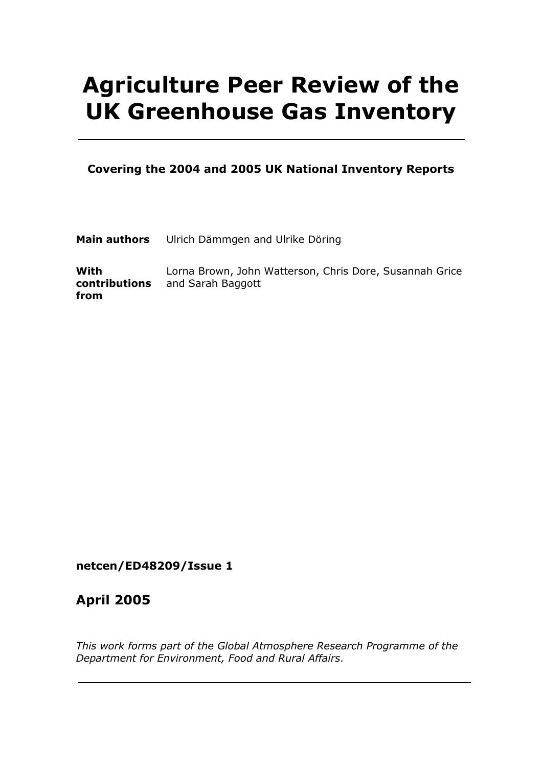# Agriculture Peer Review of the UK Greenhouse Gas Inventory

**Covering the 2004 and 2005 UK National Inventory Reports**

**Main authors** Ulrich Dämmgen and Ulrike Döring

**With contributions from** Lorna Brown, John Watterson, Chris Dore, Susannah Grice and Sarah Baggott

**netcen/ED48209/Issue 1**

## April 2005

*This work forms part of the Global Atmosphere Research Programme of the Department for Environment, Food and Rural Affairs*.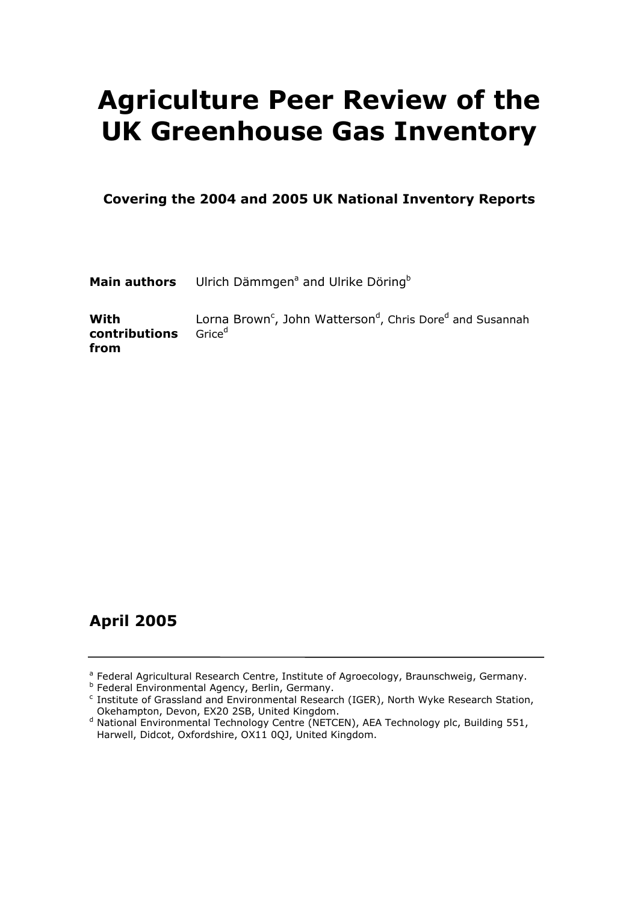# Agriculture Peer Review of the UK Greenhouse Gas Inventory

**Covering the 2004 and 2005 UK National Inventory Reports**

**Main authors** Ulrich Dämmgen[a] and Ulrike Döring[b]

**With contributions from** Lorna Brown[c], John Watterson[d], Chris Dore[d] and Susannah Grice[d]

**April 2005**

---

[a] Federal Agricultural Research Centre, Institute of Agroecology, Braunschweig, Germany.
[b] Federal Environmental Agency, Berlin, Germany.
[c] Institute of Grassland and Environmental Research (IGER), North Wyke Research Station, Okehampton, Devon, EX20 2SB, United Kingdom.
[d] National Environmental Technology Centre (NETCEN), AEA Technology plc, Building 551, Harwell, Didcot, Oxfordshire, OX11 0QJ, United Kingdom.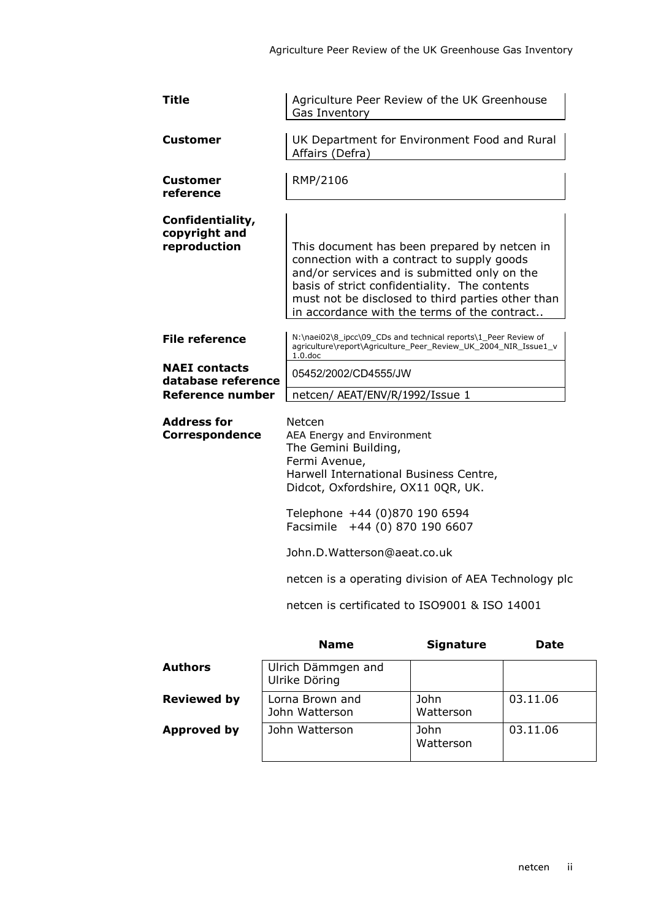| | |
|---|---|
| **Title** | Agriculture Peer Review of the UK Greenhouse Gas Inventory |
| **Customer** | UK Department for Environment Food and Rural Affairs (Defra) |
| **Customer reference** | RMP/2106 |
| **Confidentiality, copyright and reproduction** | This document has been prepared by netcen in connection with a contract to supply goods and/or services and is submitted only on the basis of strict confidentiality. The contents must not be disclosed to third parties other than in accordance with the terms of the contract.. |
| **File reference** | N:\naei02\8_ipcc\09_CDs and technical reports\1_Peer Review of agriculture\report\Agriculture_Peer_Review_UK_2004_NIR_Issue1_v 1.0.doc |
| **NAEI contacts database reference** | 05452/2002/CD4555/JW |
| **Reference number** | netcen/ AEAT/ENV/R/1992/Issue 1 |

**Address for Correspondence**

Netcen
AEA Energy and Environment
The Gemini Building,
Fermi Avenue,
Harwell International Business Centre,
Didcot, Oxfordshire, OX11 0QR, UK.

Telephone +44 (0)870 190 6594
Facsimile +44 (0) 870 190 6607

John.D.Watterson@aeat.co.uk

netcen is a operating division of AEA Technology plc

netcen is certificated to ISO9001 & ISO 14001

| | Name | Signature | Date |
|---|---|---|---|
| **Authors** | Ulrich Dämmgen and Ulrike Döring | | |
| **Reviewed by** | Lorna Brown and John Watterson | John Watterson | 03.11.06 |
| **Approved by** | John Watterson | John Watterson | 03.11.06 |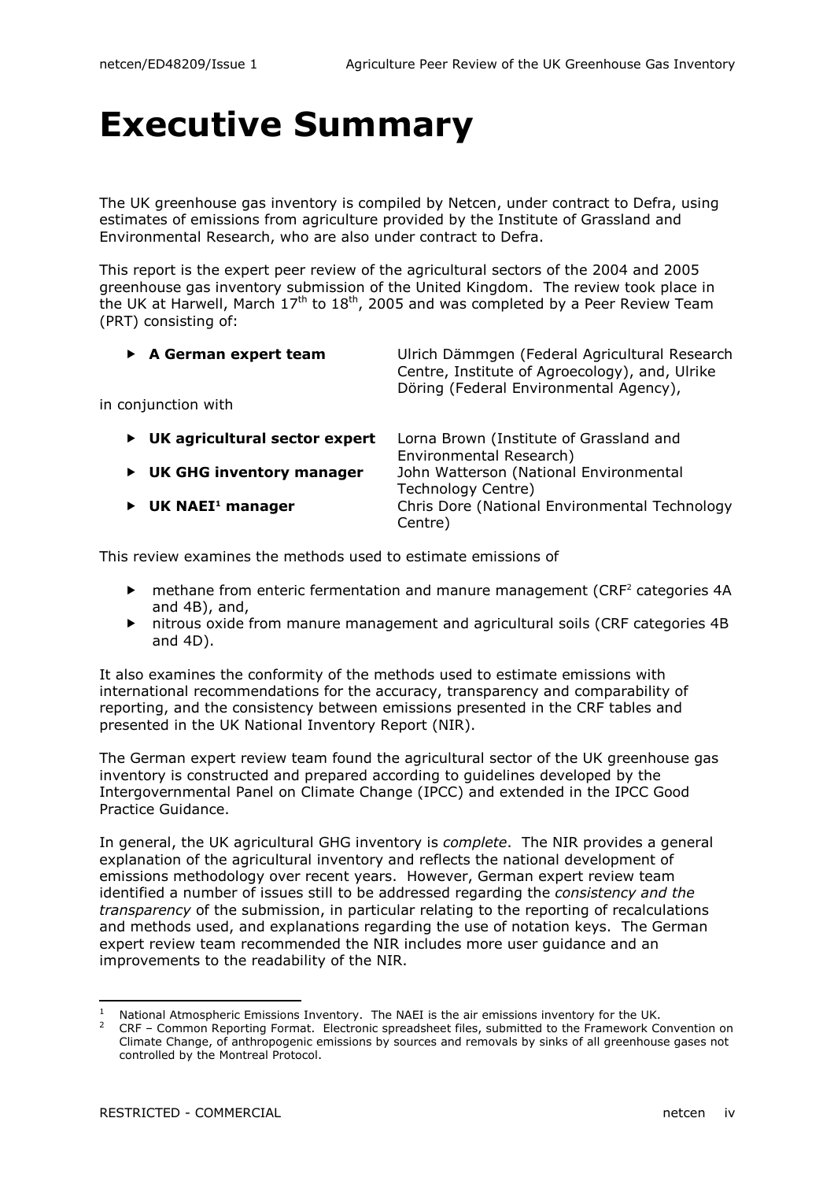# Executive Summary

The UK greenhouse gas inventory is compiled by Netcen, under contract to Defra, using estimates of emissions from agriculture provided by the Institute of Grassland and Environmental Research, who are also under contract to Defra.

This report is the expert peer review of the agricultural sectors of the 2004 and 2005 greenhouse gas inventory submission of the United Kingdom. The review took place in the UK at Harwell, March 17th to 18th, 2005 and was completed by a Peer Review Team (PRT) consisting of:

- **A German expert team** — Ulrich Dämmgen (Federal Agricultural Research Centre, Institute of Agroecology), and, Ulrike Döring (Federal Environmental Agency),

in conjunction with

- **UK agricultural sector expert** — Lorna Brown (Institute of Grassland and Environmental Research)
- **UK GHG inventory manager** — John Watterson (National Environmental Technology Centre)
- **UK NAEI[1] manager** — Chris Dore (National Environmental Technology Centre)

This review examines the methods used to estimate emissions of

- methane from enteric fermentation and manure management (CRF[2] categories 4A and 4B), and,
- nitrous oxide from manure management and agricultural soils (CRF categories 4B and 4D).

It also examines the conformity of the methods used to estimate emissions with international recommendations for the accuracy, transparency and comparability of reporting, and the consistency between emissions presented in the CRF tables and presented in the UK National Inventory Report (NIR).

The German expert review team found the agricultural sector of the UK greenhouse gas inventory is constructed and prepared according to guidelines developed by the Intergovernmental Panel on Climate Change (IPCC) and extended in the IPCC Good Practice Guidance.

In general, the UK agricultural GHG inventory is *complete*. The NIR provides a general explanation of the agricultural inventory and reflects the national development of emissions methodology over recent years. However, German expert review team identified a number of issues still to be addressed regarding the *consistency and the transparency* of the submission, in particular relating to the reporting of recalculations and methods used, and explanations regarding the use of notation keys. The German expert review team recommended the NIR includes more user guidance and an improvements to the readability of the NIR.

---

[1] National Atmospheric Emissions Inventory. The NAEI is the air emissions inventory for the UK.

[2] CRF – Common Reporting Format. Electronic spreadsheet files, submitted to the Framework Convention on Climate Change, of anthropogenic emissions by sources and removals by sinks of all greenhouse gases not controlled by the Montreal Protocol.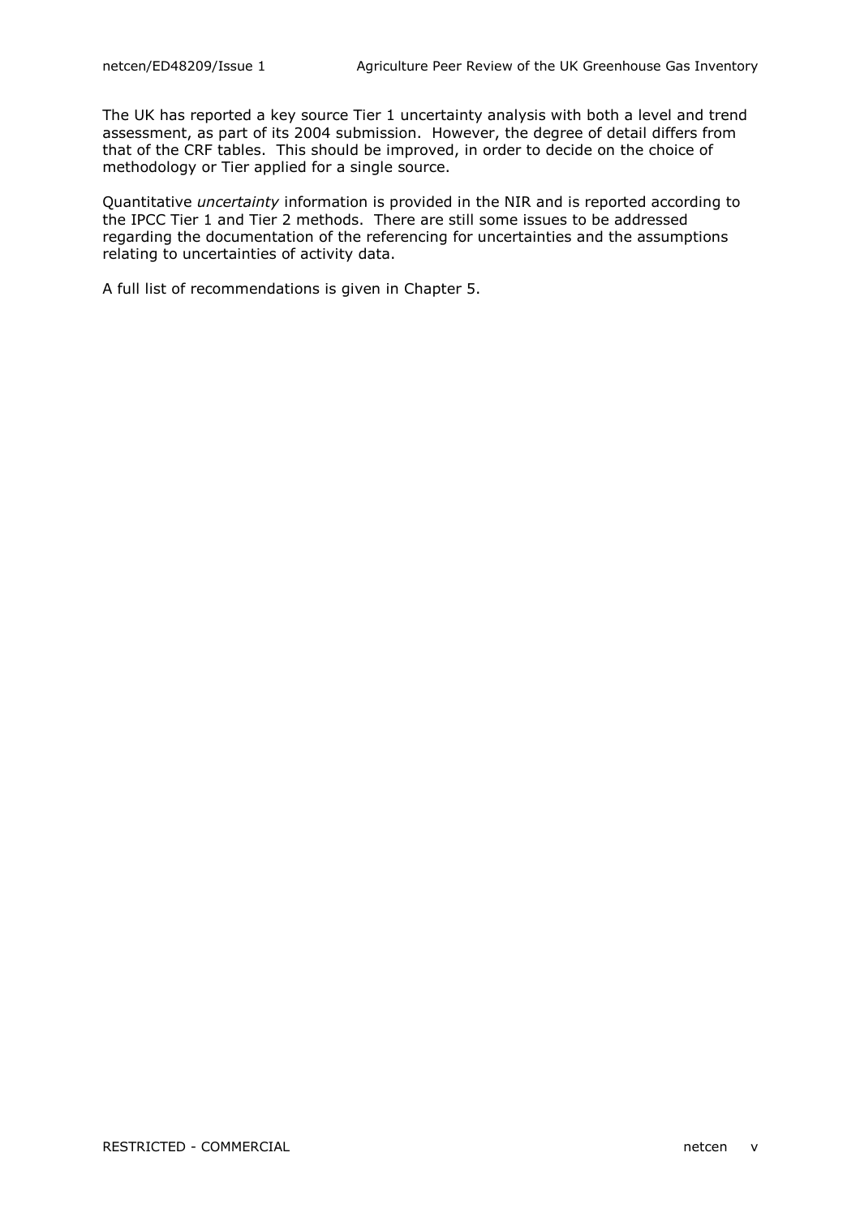The UK has reported a key source Tier 1 uncertainty analysis with both a level and trend assessment, as part of its 2004 submission. However, the degree of detail differs from that of the CRF tables. This should be improved, in order to decide on the choice of methodology or Tier applied for a single source.

Quantitative *uncertainty* information is provided in the NIR and is reported according to the IPCC Tier 1 and Tier 2 methods. There are still some issues to be addressed regarding the documentation of the referencing for uncertainties and the assumptions relating to uncertainties of activity data.

A full list of recommendations is given in Chapter 5.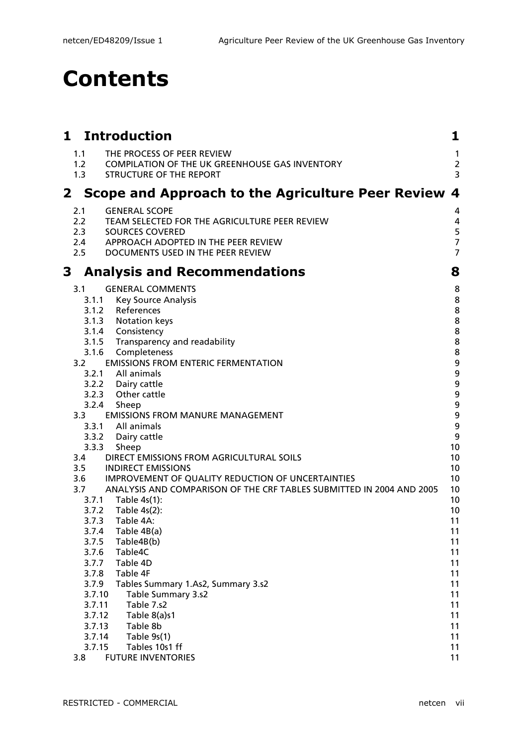# Contents

| | | |
|---|---|---|
| **1** | **Introduction** | **1** |
| 1.1 | THE PROCESS OF PEER REVIEW | 1 |
| 1.2 | COMPILATION OF THE UK GREENHOUSE GAS INVENTORY | 2 |
| 1.3 | STRUCTURE OF THE REPORT | 3 |
| **2** | **Scope and Approach to the Agriculture Peer Review** | **4** |
| 2.1 | GENERAL SCOPE | 4 |
| 2.2 | TEAM SELECTED FOR THE AGRICULTURE PEER REVIEW | 4 |
| 2.3 | SOURCES COVERED | 5 |
| 2.4 | APPROACH ADOPTED IN THE PEER REVIEW | 7 |
| 2.5 | DOCUMENTS USED IN THE PEER REVIEW | 7 |
| **3** | **Analysis and Recommendations** | **8** |
| 3.1 | GENERAL COMMENTS | 8 |
| 3.1.1 | Key Source Analysis | 8 |
| 3.1.2 | References | 8 |
| 3.1.3 | Notation keys | 8 |
| 3.1.4 | Consistency | 8 |
| 3.1.5 | Transparency and readability | 8 |
| 3.1.6 | Completeness | 8 |
| 3.2 | EMISSIONS FROM ENTERIC FERMENTATION | 9 |
| 3.2.1 | All animals | 9 |
| 3.2.2 | Dairy cattle | 9 |
| 3.2.3 | Other cattle | 9 |
| 3.2.4 | Sheep | 9 |
| 3.3 | EMISSIONS FROM MANURE MANAGEMENT | 9 |
| 3.3.1 | All animals | 9 |
| 3.3.2 | Dairy cattle | 9 |
| 3.3.3 | Sheep | 10 |
| 3.4 | DIRECT EMISSIONS FROM AGRICULTURAL SOILS | 10 |
| 3.5 | INDIRECT EMISSIONS | 10 |
| 3.6 | IMPROVEMENT OF QUALITY REDUCTION OF UNCERTAINTIES | 10 |
| 3.7 | ANALYSIS AND COMPARISON OF THE CRF TABLES SUBMITTED IN 2004 AND 2005 | 10 |
| 3.7.1 | Table 4s(1): | 10 |
| 3.7.2 | Table 4s(2): | 10 |
| 3.7.3 | Table 4A: | 11 |
| 3.7.4 | Table 4B(a) | 11 |
| 3.7.5 | Table4B(b) | 11 |
| 3.7.6 | Table4C | 11 |
| 3.7.7 | Table 4D | 11 |
| 3.7.8 | Table 4F | 11 |
| 3.7.9 | Tables Summary 1.As2, Summary 3.s2 | 11 |
| 3.7.10 | Table Summary 3.s2 | 11 |
| 3.7.11 | Table 7.s2 | 11 |
| 3.7.12 | Table 8(a)s1 | 11 |
| 3.7.13 | Table 8b | 11 |
| 3.7.14 | Table 9s(1) | 11 |
| 3.7.15 | Tables 10s1 ff | 11 |
| 3.8 | FUTURE INVENTORIES | 11 |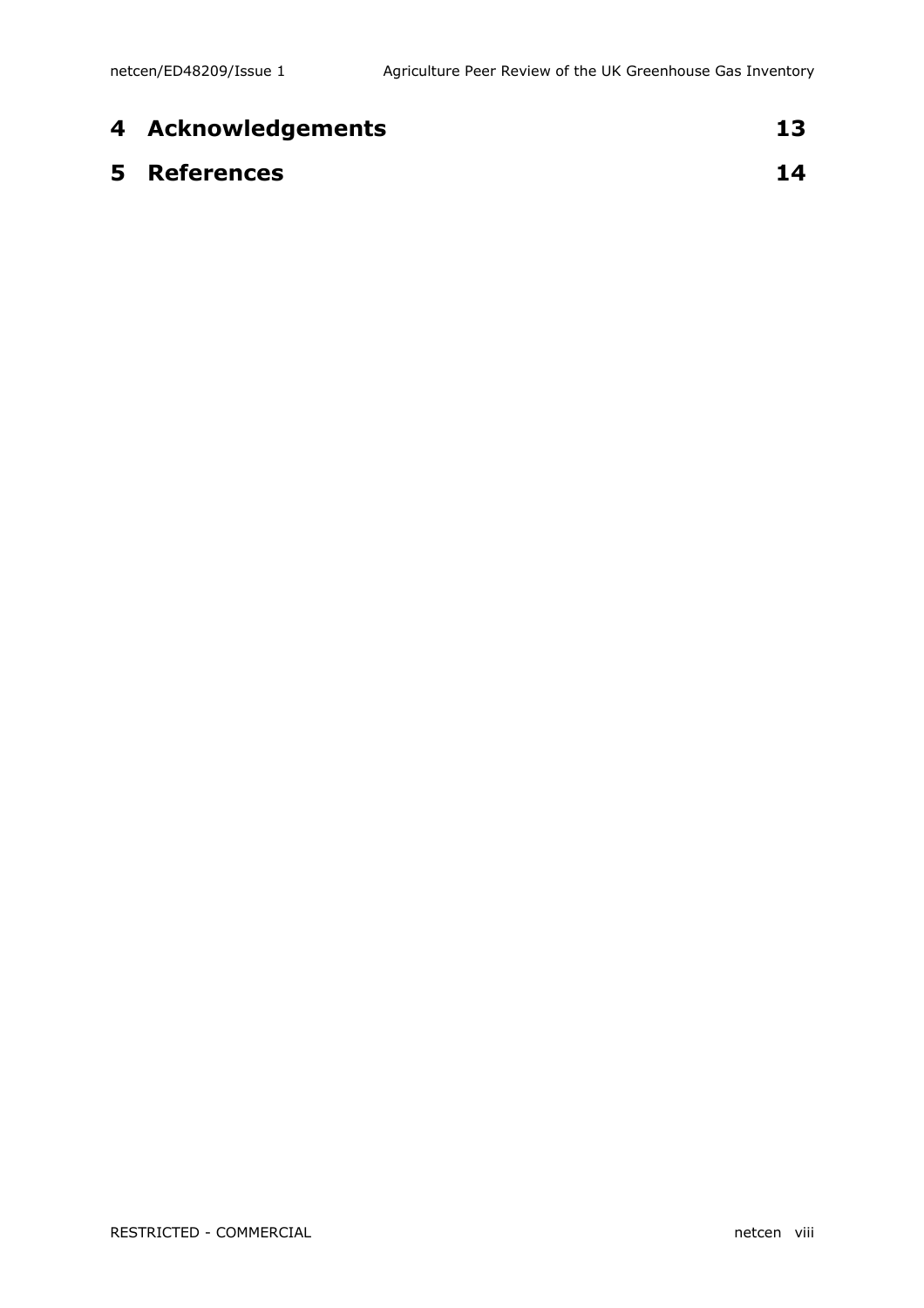# 4 Acknowledgements 13

# 5 References 14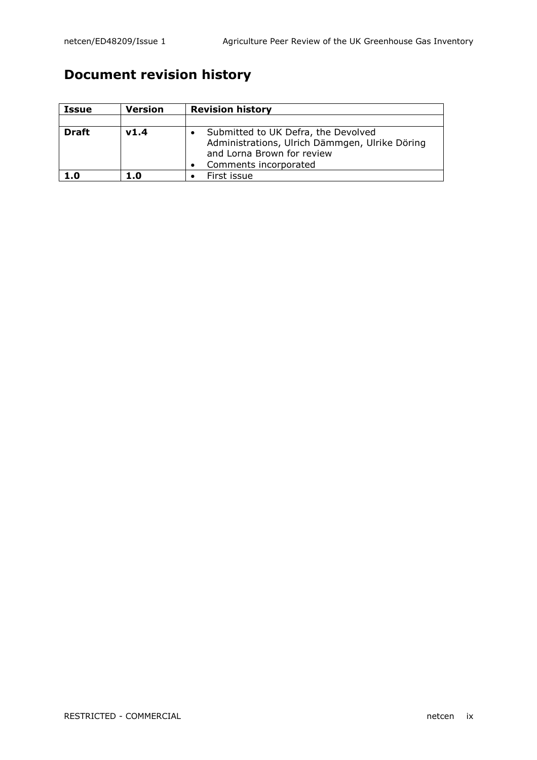## Document revision history

| Issue | Version | Revision history |
|---|---|---|
| | | |
| **Draft** | **v1.4** | • Submitted to UK Defra, the Devolved Administrations, Ulrich Dämmgen, Ulrike Döring and Lorna Brown for review<br>• Comments incorporated |
| **1.0** | **1.0** | • First issue |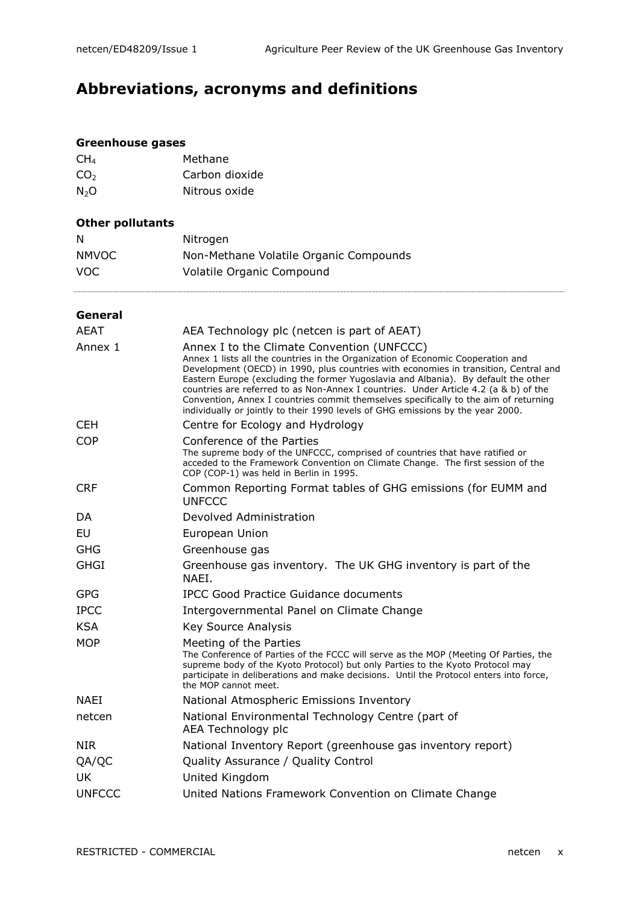# Abbreviations, acronyms and definitions

### Greenhouse gases

| | |
|---|---|
| $CH_4$ | Methane |
| $CO_2$ | Carbon dioxide |
| $N_2O$ | Nitrous oxide |

### Other pollutants

| | |
|---|---|
| N | Nitrogen |
| NMVOC | Non-Methane Volatile Organic Compounds |
| VOC | Volatile Organic Compound |

### General

| | |
|---|---|
| AEAT | AEA Technology plc (netcen is part of AEAT) |
| Annex 1 | Annex I to the Climate Convention (UNFCCC)<br>Annex 1 lists all the countries in the Organization of Economic Cooperation and Development (OECD) in 1990, plus countries with economies in transition, Central and Eastern Europe (excluding the former Yugoslavia and Albania). By default the other countries are referred to as Non-Annex I countries. Under Article 4.2 (a & b) of the Convention, Annex I countries commit themselves specifically to the aim of returning individually or jointly to their 1990 levels of GHG emissions by the year 2000. |
| CEH | Centre for Ecology and Hydrology |
| COP | Conference of the Parties<br>The supreme body of the UNFCCC, comprised of countries that have ratified or acceded to the Framework Convention on Climate Change. The first session of the COP (COP-1) was held in Berlin in 1995. |
| CRF | Common Reporting Format tables of GHG emissions (for EUMM and UNFCCC |
| DA | Devolved Administration |
| EU | European Union |
| GHG | Greenhouse gas |
| GHGI | Greenhouse gas inventory. The UK GHG inventory is part of the NAEI. |
| GPG | IPCC Good Practice Guidance documents |
| IPCC | Intergovernmental Panel on Climate Change |
| KSA | Key Source Analysis |
| MOP | Meeting of the Parties<br>The Conference of Parties of the FCCC will serve as the MOP (Meeting Of Parties, the supreme body of the Kyoto Protocol) but only Parties to the Kyoto Protocol may participate in deliberations and make decisions. Until the Protocol enters into force, the MOP cannot meet. |
| NAEI | National Atmospheric Emissions Inventory |
| netcen | National Environmental Technology Centre (part of AEA Technology plc |
| NIR | National Inventory Report (greenhouse gas inventory report) |
| QA/QC | Quality Assurance / Quality Control |
| UK | United Kingdom |
| UNFCCC | United Nations Framework Convention on Climate Change |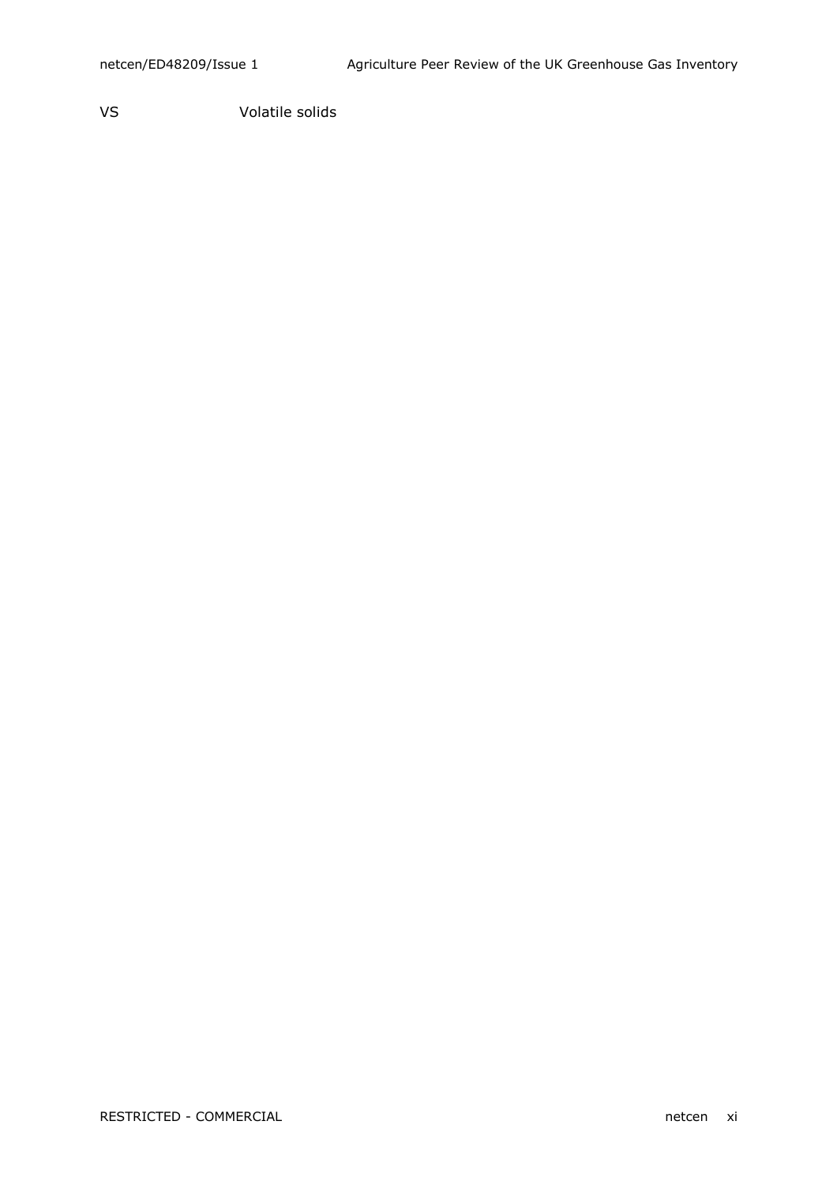| | |
|---|---|
| VS | Volatile solids |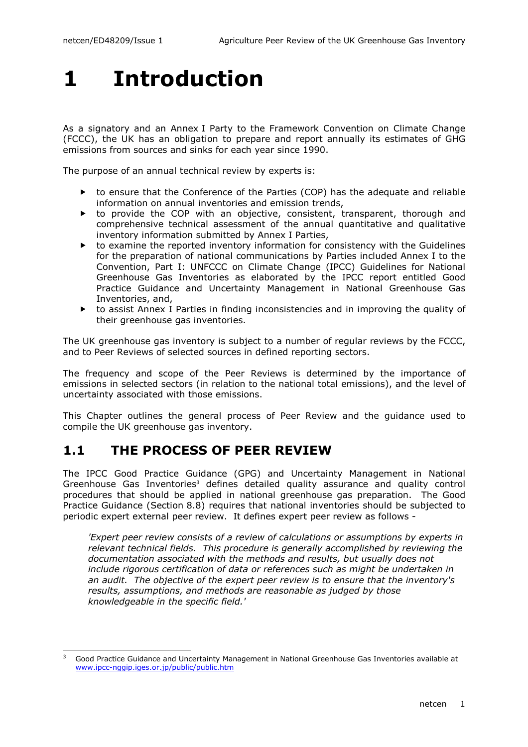# 1 Introduction

As a signatory and an Annex I Party to the Framework Convention on Climate Change (FCCC), the UK has an obligation to prepare and report annually its estimates of GHG emissions from sources and sinks for each year since 1990.

The purpose of an annual technical review by experts is:

- to ensure that the Conference of the Parties (COP) has the adequate and reliable information on annual inventories and emission trends,
- to provide the COP with an objective, consistent, transparent, thorough and comprehensive technical assessment of the annual quantitative and qualitative inventory information submitted by Annex I Parties,
- to examine the reported inventory information for consistency with the Guidelines for the preparation of national communications by Parties included Annex I to the Convention, Part I: UNFCCC on Climate Change (IPCC) Guidelines for National Greenhouse Gas Inventories as elaborated by the IPCC report entitled Good Practice Guidance and Uncertainty Management in National Greenhouse Gas Inventories, and,
- to assist Annex I Parties in finding inconsistencies and in improving the quality of their greenhouse gas inventories.

The UK greenhouse gas inventory is subject to a number of regular reviews by the FCCC, and to Peer Reviews of selected sources in defined reporting sectors.

The frequency and scope of the Peer Reviews is determined by the importance of emissions in selected sectors (in relation to the national total emissions), and the level of uncertainty associated with those emissions.

This Chapter outlines the general process of Peer Review and the guidance used to compile the UK greenhouse gas inventory.

## 1.1 THE PROCESS OF PEER REVIEW

The IPCC Good Practice Guidance (GPG) and Uncertainty Management in National Greenhouse Gas Inventories[3] defines detailed quality assurance and quality control procedures that should be applied in national greenhouse gas preparation. The Good Practice Guidance (Section 8.8) requires that national inventories should be subjected to periodic expert external peer review. It defines expert peer review as follows -

> *'Expert peer review consists of a review of calculations or assumptions by experts in relevant technical fields. This procedure is generally accomplished by reviewing the documentation associated with the methods and results, but usually does not include rigorous certification of data or references such as might be undertaken in an audit. The objective of the expert peer review is to ensure that the inventory's results, assumptions, and methods are reasonable as judged by those knowledgeable in the specific field.'*

---

[3] Good Practice Guidance and Uncertainty Management in National Greenhouse Gas Inventories available at www.ipcc-nggip.iges.or.jp/public/public.htm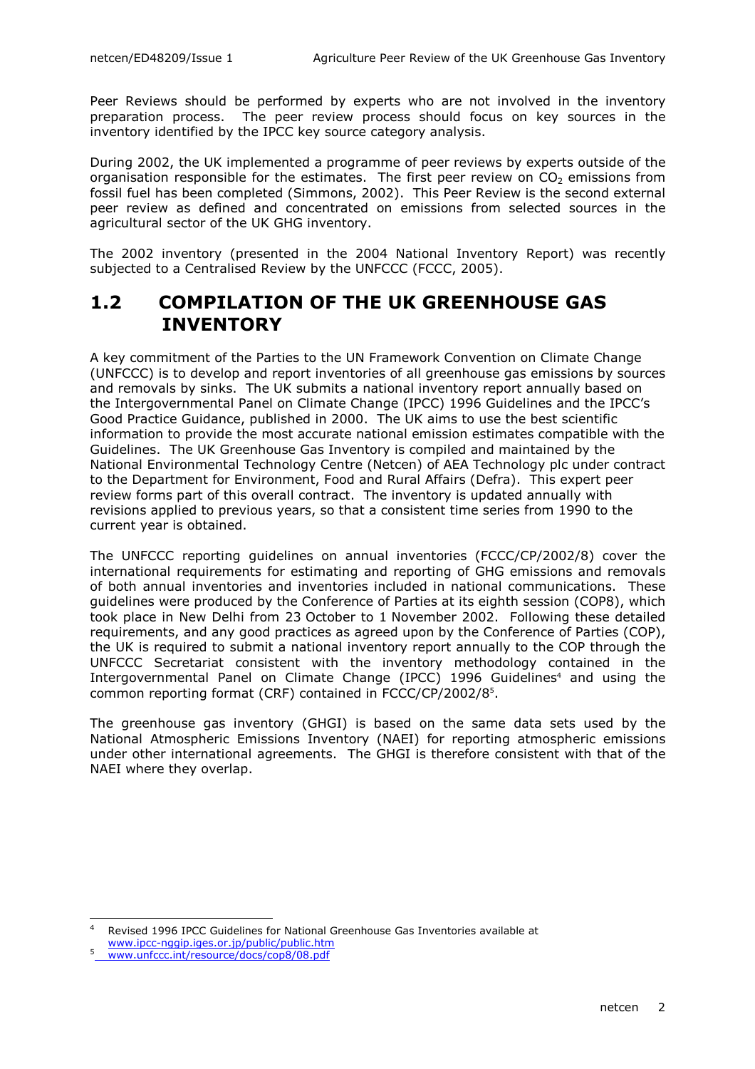Peer Reviews should be performed by experts who are not involved in the inventory preparation process. The peer review process should focus on key sources in the inventory identified by the IPCC key source category analysis.

During 2002, the UK implemented a programme of peer reviews by experts outside of the organisation responsible for the estimates. The first peer review on $CO_2$ emissions from fossil fuel has been completed (Simmons, 2002). This Peer Review is the second external peer review as defined and concentrated on emissions from selected sources in the agricultural sector of the UK GHG inventory.

The 2002 inventory (presented in the 2004 National Inventory Report) was recently subjected to a Centralised Review by the UNFCCC (FCCC, 2005).

## 1.2 COMPILATION OF THE UK GREENHOUSE GAS INVENTORY

A key commitment of the Parties to the UN Framework Convention on Climate Change (UNFCCC) is to develop and report inventories of all greenhouse gas emissions by sources and removals by sinks. The UK submits a national inventory report annually based on the Intergovernmental Panel on Climate Change (IPCC) 1996 Guidelines and the IPCC's Good Practice Guidance, published in 2000. The UK aims to use the best scientific information to provide the most accurate national emission estimates compatible with the Guidelines. The UK Greenhouse Gas Inventory is compiled and maintained by the National Environmental Technology Centre (Netcen) of AEA Technology plc under contract to the Department for Environment, Food and Rural Affairs (Defra). This expert peer review forms part of this overall contract. The inventory is updated annually with revisions applied to previous years, so that a consistent time series from 1990 to the current year is obtained.

The UNFCCC reporting guidelines on annual inventories (FCCC/CP/2002/8) cover the international requirements for estimating and reporting of GHG emissions and removals of both annual inventories and inventories included in national communications. These guidelines were produced by the Conference of Parties at its eighth session (COP8), which took place in New Delhi from 23 October to 1 November 2002. Following these detailed requirements, and any good practices as agreed upon by the Conference of Parties (COP), the UK is required to submit a national inventory report annually to the COP through the UNFCCC Secretariat consistent with the inventory methodology contained in the Intergovernmental Panel on Climate Change (IPCC) 1996 Guidelines[4] and using the common reporting format (CRF) contained in FCCC/CP/2002/8[5].

The greenhouse gas inventory (GHGI) is based on the same data sets used by the National Atmospheric Emissions Inventory (NAEI) for reporting atmospheric emissions under other international agreements. The GHGI is therefore consistent with that of the NAEI where they overlap.

---

[4] Revised 1996 IPCC Guidelines for National Greenhouse Gas Inventories available at www.ipcc-nggip.iges.or.jp/public/public.htm

[5] www.unfccc.int/resource/docs/cop8/08.pdf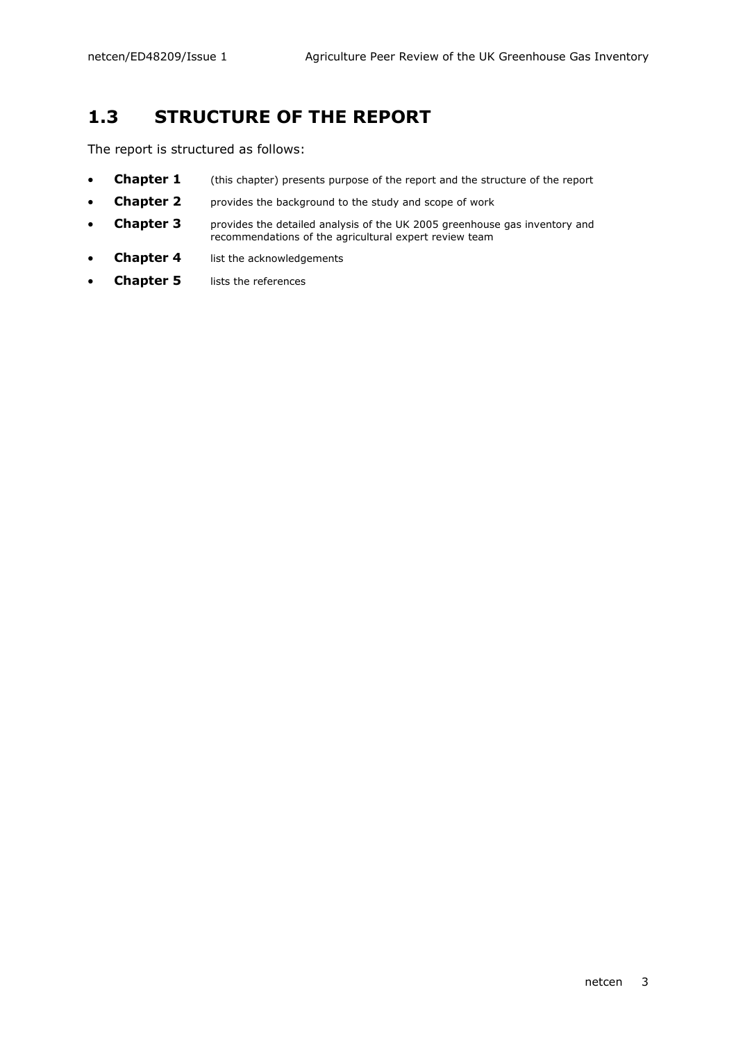## 1.3 STRUCTURE OF THE REPORT

The report is structured as follows:

- **Chapter 1** (this chapter) presents purpose of the report and the structure of the report
- **Chapter 2** provides the background to the study and scope of work
- **Chapter 3** provides the detailed analysis of the UK 2005 greenhouse gas inventory and recommendations of the agricultural expert review team
- **Chapter 4** list the acknowledgements
- **Chapter 5** lists the references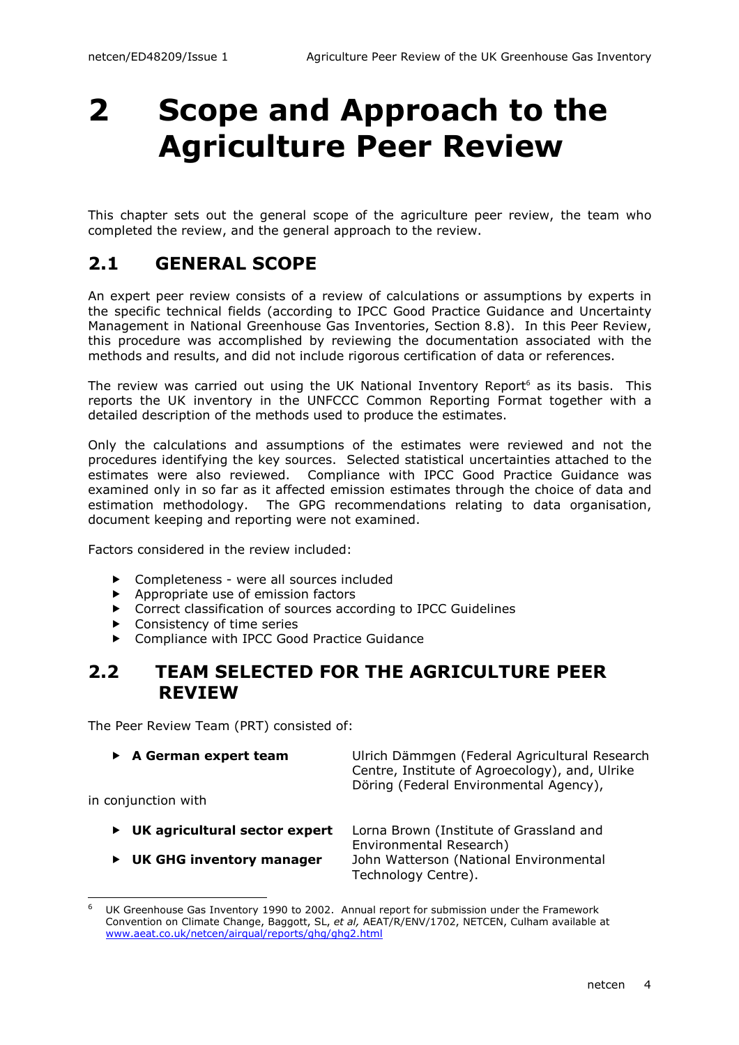# 2 Scope and Approach to the Agriculture Peer Review

This chapter sets out the general scope of the agriculture peer review, the team who completed the review, and the general approach to the review.

## 2.1 GENERAL SCOPE

An expert peer review consists of a review of calculations or assumptions by experts in the specific technical fields (according to IPCC Good Practice Guidance and Uncertainty Management in National Greenhouse Gas Inventories, Section 8.8). In this Peer Review, this procedure was accomplished by reviewing the documentation associated with the methods and results, and did not include rigorous certification of data or references.

The review was carried out using the UK National Inventory Report[6] as its basis. This reports the UK inventory in the UNFCCC Common Reporting Format together with a detailed description of the methods used to produce the estimates.

Only the calculations and assumptions of the estimates were reviewed and not the procedures identifying the key sources. Selected statistical uncertainties attached to the estimates were also reviewed. Compliance with IPCC Good Practice Guidance was examined only in so far as it affected emission estimates through the choice of data and estimation methodology. The GPG recommendations relating to data organisation, document keeping and reporting were not examined.

Factors considered in the review included:

- Completeness - were all sources included
- Appropriate use of emission factors
- Correct classification of sources according to IPCC Guidelines
- Consistency of time series
- Compliance with IPCC Good Practice Guidance

## 2.2 TEAM SELECTED FOR THE AGRICULTURE PEER REVIEW

The Peer Review Team (PRT) consisted of:

- **A German expert team** — Ulrich Dämmgen (Federal Agricultural Research Centre, Institute of Agroecology), and, Ulrike Döring (Federal Environmental Agency),

in conjunction with

- **UK agricultural sector expert** — Lorna Brown (Institute of Grassland and Environmental Research)
- **UK GHG inventory manager** — John Watterson (National Environmental Technology Centre).

---

[6] UK Greenhouse Gas Inventory 1990 to 2002. Annual report for submission under the Framework Convention on Climate Change, Baggott, SL, *et al,* AEAT/R/ENV/1702, NETCEN, Culham available at www.aeat.co.uk/netcen/airqual/reports/ghg/ghg2.html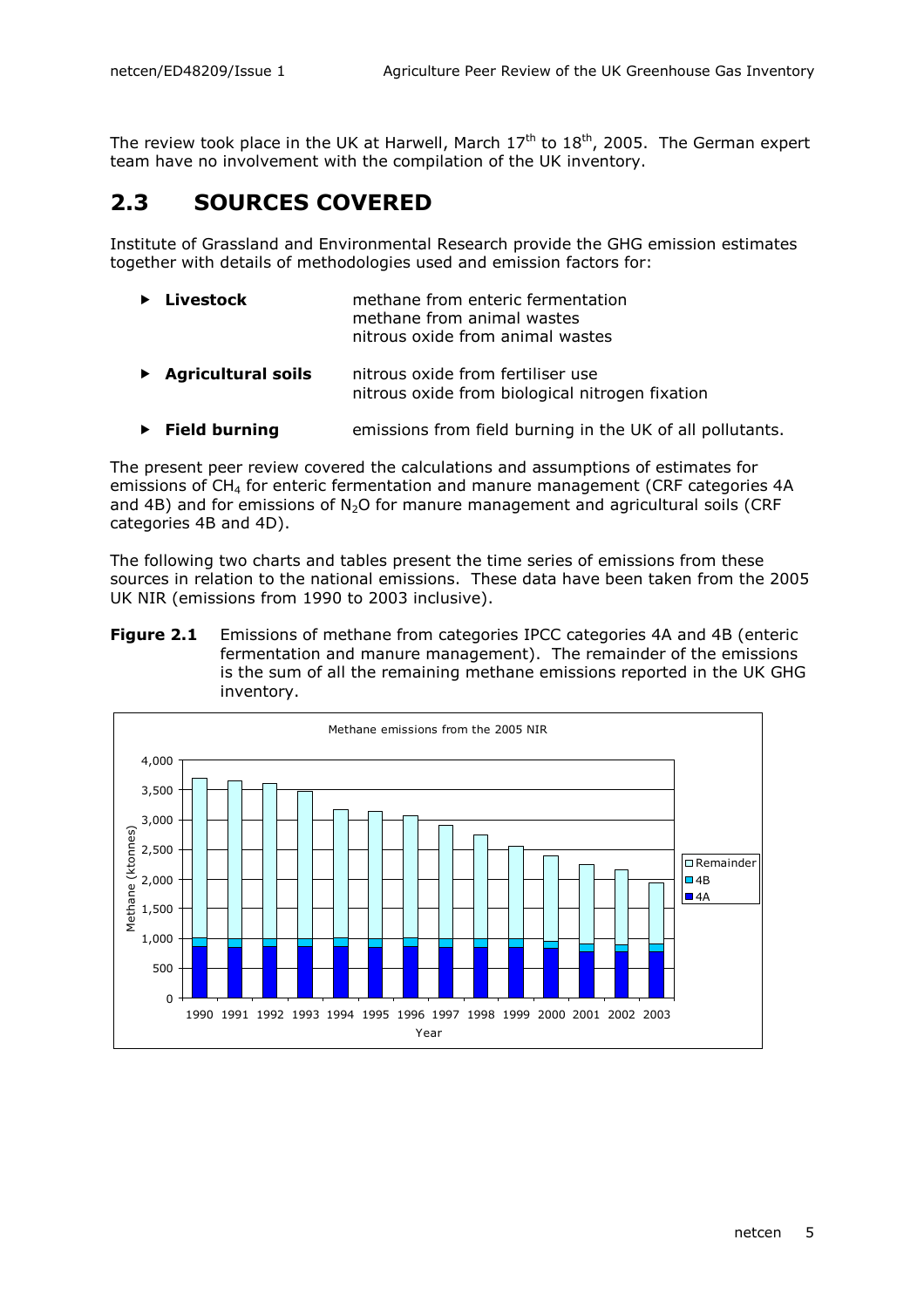The review took place in the UK at Harwell, March 17th to 18th, 2005. The German expert team have no involvement with the compilation of the UK inventory.

## 2.3 SOURCES COVERED

Institute of Grassland and Environmental Research provide the GHG emission estimates together with details of methodologies used and emission factors for:

- **Livestock** — methane from enteric fermentation; methane from animal wastes; nitrous oxide from animal wastes
- **Agricultural soils** — nitrous oxide from fertiliser use; nitrous oxide from biological nitrogen fixation
- **Field burning** — emissions from field burning in the UK of all pollutants.

The present peer review covered the calculations and assumptions of estimates for emissions of $CH_4$ for enteric fermentation and manure management (CRF categories 4A and 4B) and for emissions of $N_2O$ for manure management and agricultural soils (CRF categories 4B and 4D).

The following two charts and tables present the time series of emissions from these sources in relation to the national emissions. These data have been taken from the 2005 UK NIR (emissions from 1990 to 2003 inclusive).

**Figure 2.1** Emissions of methane from categories IPCC categories 4A and 4B (enteric fermentation and manure management). The remainder of the emissions is the sum of all the remaining methane emissions reported in the UK GHG inventory.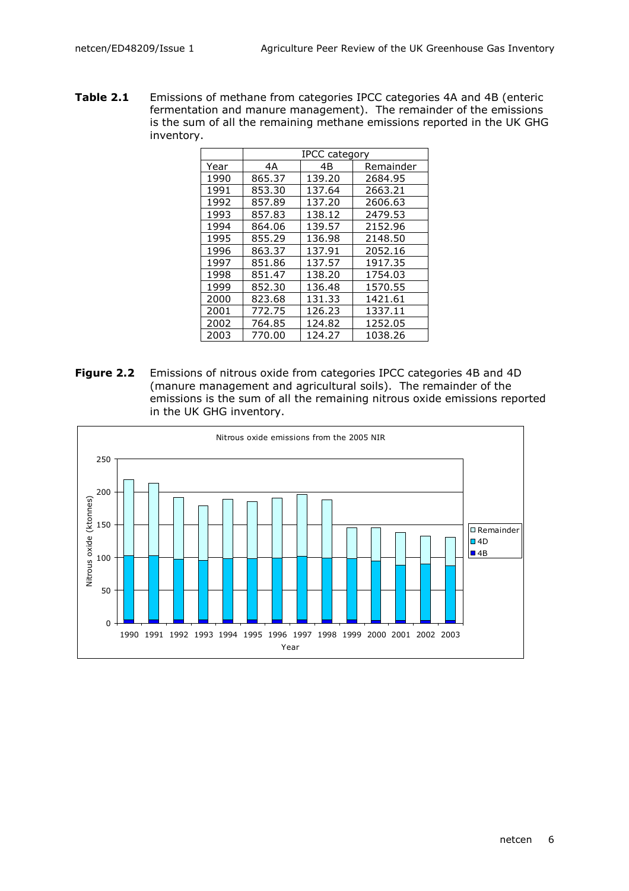**Table 2.1** Emissions of methane from categories IPCC categories 4A and 4B (enteric fermentation and manure management). The remainder of the emissions is the sum of all the remaining methane emissions reported in the UK GHG inventory.

| | IPCC category | | |
|---|---|---|---|
| Year | 4A | 4B | Remainder |
| 1990 | 865.37 | 139.20 | 2684.95 |
| 1991 | 853.30 | 137.64 | 2663.21 |
| 1992 | 857.89 | 137.20 | 2606.63 |
| 1993 | 857.83 | 138.12 | 2479.53 |
| 1994 | 864.06 | 139.57 | 2152.96 |
| 1995 | 855.29 | 136.98 | 2148.50 |
| 1996 | 863.37 | 137.91 | 2052.16 |
| 1997 | 851.86 | 137.57 | 1917.35 |
| 1998 | 851.47 | 138.20 | 1754.03 |
| 1999 | 852.30 | 136.48 | 1570.55 |
| 2000 | 823.68 | 131.33 | 1421.61 |
| 2001 | 772.75 | 126.23 | 1337.11 |
| 2002 | 764.85 | 124.82 | 1252.05 |
| 2003 | 770.00 | 124.27 | 1038.26 |

**Figure 2.2** Emissions of nitrous oxide from categories IPCC categories 4B and 4D (manure management and agricultural soils). The remainder of the emissions is the sum of all the remaining nitrous oxide emissions reported in the UK GHG inventory.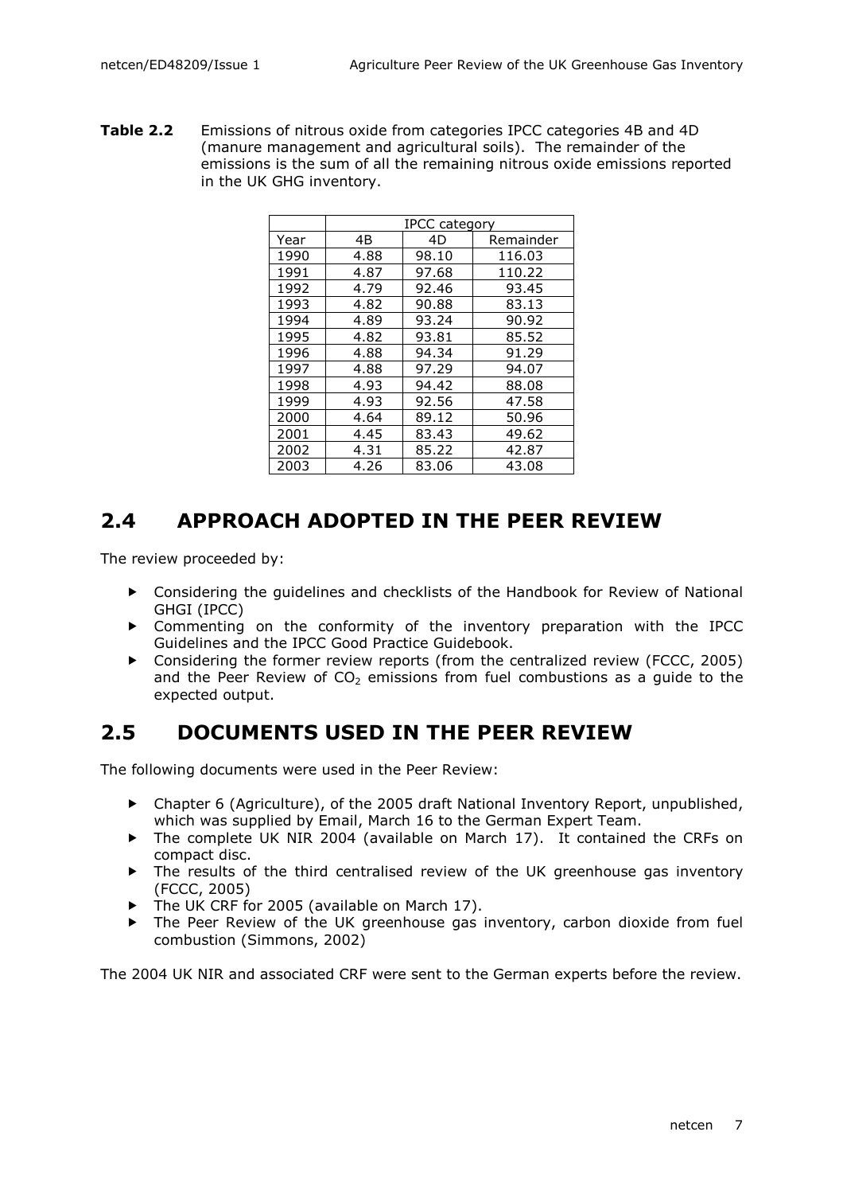**Table 2.2** Emissions of nitrous oxide from categories IPCC categories 4B and 4D (manure management and agricultural soils). The remainder of the emissions is the sum of all the remaining nitrous oxide emissions reported in the UK GHG inventory.

| | IPCC category | | |
|---|---|---|---|
| Year | 4B | 4D | Remainder |
| 1990 | 4.88 | 98.10 | 116.03 |
| 1991 | 4.87 | 97.68 | 110.22 |
| 1992 | 4.79 | 92.46 | 93.45 |
| 1993 | 4.82 | 90.88 | 83.13 |
| 1994 | 4.89 | 93.24 | 90.92 |
| 1995 | 4.82 | 93.81 | 85.52 |
| 1996 | 4.88 | 94.34 | 91.29 |
| 1997 | 4.88 | 97.29 | 94.07 |
| 1998 | 4.93 | 94.42 | 88.08 |
| 1999 | 4.93 | 92.56 | 47.58 |
| 2000 | 4.64 | 89.12 | 50.96 |
| 2001 | 4.45 | 83.43 | 49.62 |
| 2002 | 4.31 | 85.22 | 42.87 |
| 2003 | 4.26 | 83.06 | 43.08 |

## 2.4 APPROACH ADOPTED IN THE PEER REVIEW

The review proceeded by:

- Considering the guidelines and checklists of the Handbook for Review of National GHGI (IPCC)
- Commenting on the conformity of the inventory preparation with the IPCC Guidelines and the IPCC Good Practice Guidebook.
- Considering the former review reports (from the centralized review (FCCC, 2005) and the Peer Review of $CO_2$ emissions from fuel combustions as a guide to the expected output.

## 2.5 DOCUMENTS USED IN THE PEER REVIEW

The following documents were used in the Peer Review:

- Chapter 6 (Agriculture), of the 2005 draft National Inventory Report, unpublished, which was supplied by Email, March 16 to the German Expert Team.
- The complete UK NIR 2004 (available on March 17). It contained the CRFs on compact disc.
- The results of the third centralised review of the UK greenhouse gas inventory (FCCC, 2005)
- The UK CRF for 2005 (available on March 17).
- The Peer Review of the UK greenhouse gas inventory, carbon dioxide from fuel combustion (Simmons, 2002)

The 2004 UK NIR and associated CRF were sent to the German experts before the review.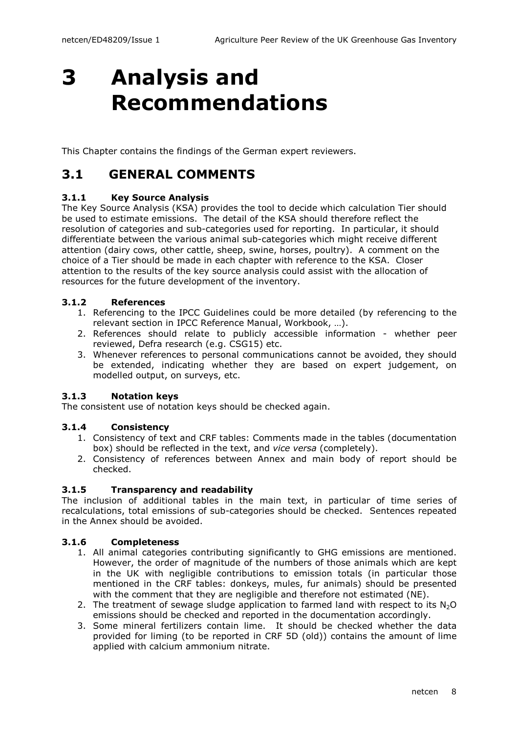# 3 Analysis and Recommendations

This Chapter contains the findings of the German expert reviewers.

## 3.1 GENERAL COMMENTS

### 3.1.1 Key Source Analysis

The Key Source Analysis (KSA) provides the tool to decide which calculation Tier should be used to estimate emissions. The detail of the KSA should therefore reflect the resolution of categories and sub-categories used for reporting. In particular, it should differentiate between the various animal sub-categories which might receive different attention (dairy cows, other cattle, sheep, swine, horses, poultry). A comment on the choice of a Tier should be made in each chapter with reference to the KSA. Closer attention to the results of the key source analysis could assist with the allocation of resources for the future development of the inventory.

### 3.1.2 References

1. Referencing to the IPCC Guidelines could be more detailed (by referencing to the relevant section in IPCC Reference Manual, Workbook, …).
2. References should relate to publicly accessible information - whether peer reviewed, Defra research (e.g. CSG15) etc.
3. Whenever references to personal communications cannot be avoided, they should be extended, indicating whether they are based on expert judgement, on modelled output, on surveys, etc.

### 3.1.3 Notation keys

The consistent use of notation keys should be checked again.

### 3.1.4 Consistency

1. Consistency of text and CRF tables: Comments made in the tables (documentation box) should be reflected in the text, and *vice versa* (completely).
2. Consistency of references between Annex and main body of report should be checked.

### 3.1.5 Transparency and readability

The inclusion of additional tables in the main text, in particular of time series of recalculations, total emissions of sub-categories should be checked. Sentences repeated in the Annex should be avoided.

### 3.1.6 Completeness

1. All animal categories contributing significantly to GHG emissions are mentioned. However, the order of magnitude of the numbers of those animals which are kept in the UK with negligible contributions to emission totals (in particular those mentioned in the CRF tables: donkeys, mules, fur animals) should be presented with the comment that they are negligible and therefore not estimated (NE).
2. The treatment of sewage sludge application to farmed land with respect to its $N_2O$ emissions should be checked and reported in the documentation accordingly.
3. Some mineral fertilizers contain lime. It should be checked whether the data provided for liming (to be reported in CRF 5D (old)) contains the amount of lime applied with calcium ammonium nitrate.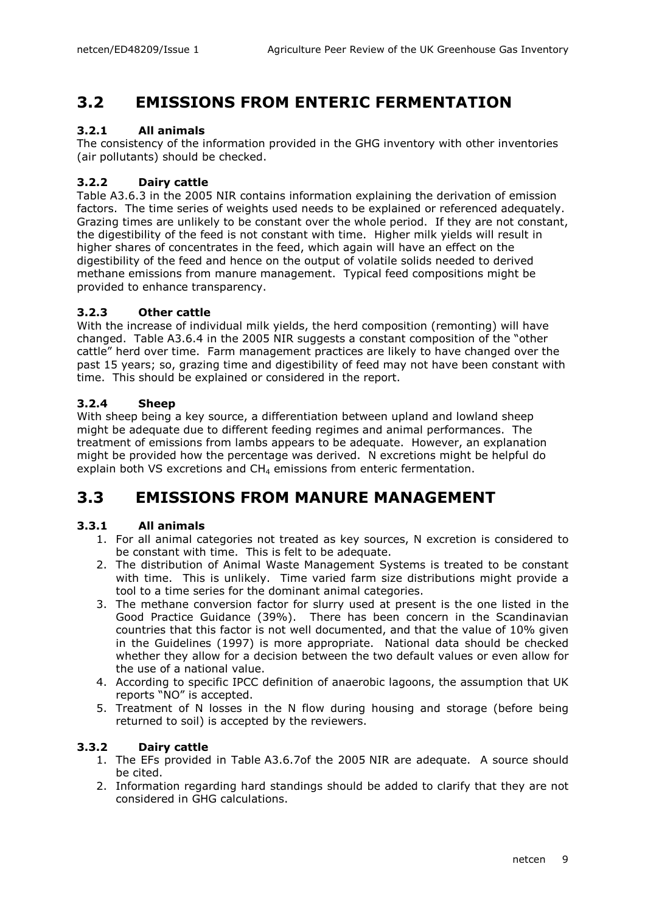## 3.2 EMISSIONS FROM ENTERIC FERMENTATION

### 3.2.1 All animals

The consistency of the information provided in the GHG inventory with other inventories (air pollutants) should be checked.

### 3.2.2 Dairy cattle

Table A3.6.3 in the 2005 NIR contains information explaining the derivation of emission factors. The time series of weights used needs to be explained or referenced adequately. Grazing times are unlikely to be constant over the whole period. If they are not constant, the digestibility of the feed is not constant with time. Higher milk yields will result in higher shares of concentrates in the feed, which again will have an effect on the digestibility of the feed and hence on the output of volatile solids needed to derived methane emissions from manure management. Typical feed compositions might be provided to enhance transparency.

### 3.2.3 Other cattle

With the increase of individual milk yields, the herd composition (remonting) will have changed. Table A3.6.4 in the 2005 NIR suggests a constant composition of the "other cattle" herd over time. Farm management practices are likely to have changed over the past 15 years; so, grazing time and digestibility of feed may not have been constant with time. This should be explained or considered in the report.

### 3.2.4 Sheep

With sheep being a key source, a differentiation between upland and lowland sheep might be adequate due to different feeding regimes and animal performances. The treatment of emissions from lambs appears to be adequate. However, an explanation might be provided how the percentage was derived. N excretions might be helpful do explain both VS excretions and $CH_4$ emissions from enteric fermentation.

## 3.3 EMISSIONS FROM MANURE MANAGEMENT

### 3.3.1 All animals

1. For all animal categories not treated as key sources, N excretion is considered to be constant with time. This is felt to be adequate.
2. The distribution of Animal Waste Management Systems is treated to be constant with time. This is unlikely. Time varied farm size distributions might provide a tool to a time series for the dominant animal categories.
3. The methane conversion factor for slurry used at present is the one listed in the Good Practice Guidance (39%). There has been concern in the Scandinavian countries that this factor is not well documented, and that the value of 10% given in the Guidelines (1997) is more appropriate. National data should be checked whether they allow for a decision between the two default values or even allow for the use of a national value.
4. According to specific IPCC definition of anaerobic lagoons, the assumption that UK reports "NO" is accepted.
5. Treatment of N losses in the N flow during housing and storage (before being returned to soil) is accepted by the reviewers.

### 3.3.2 Dairy cattle

1. The EFs provided in Table A3.6.7of the 2005 NIR are adequate. A source should be cited.
2. Information regarding hard standings should be added to clarify that they are not considered in GHG calculations.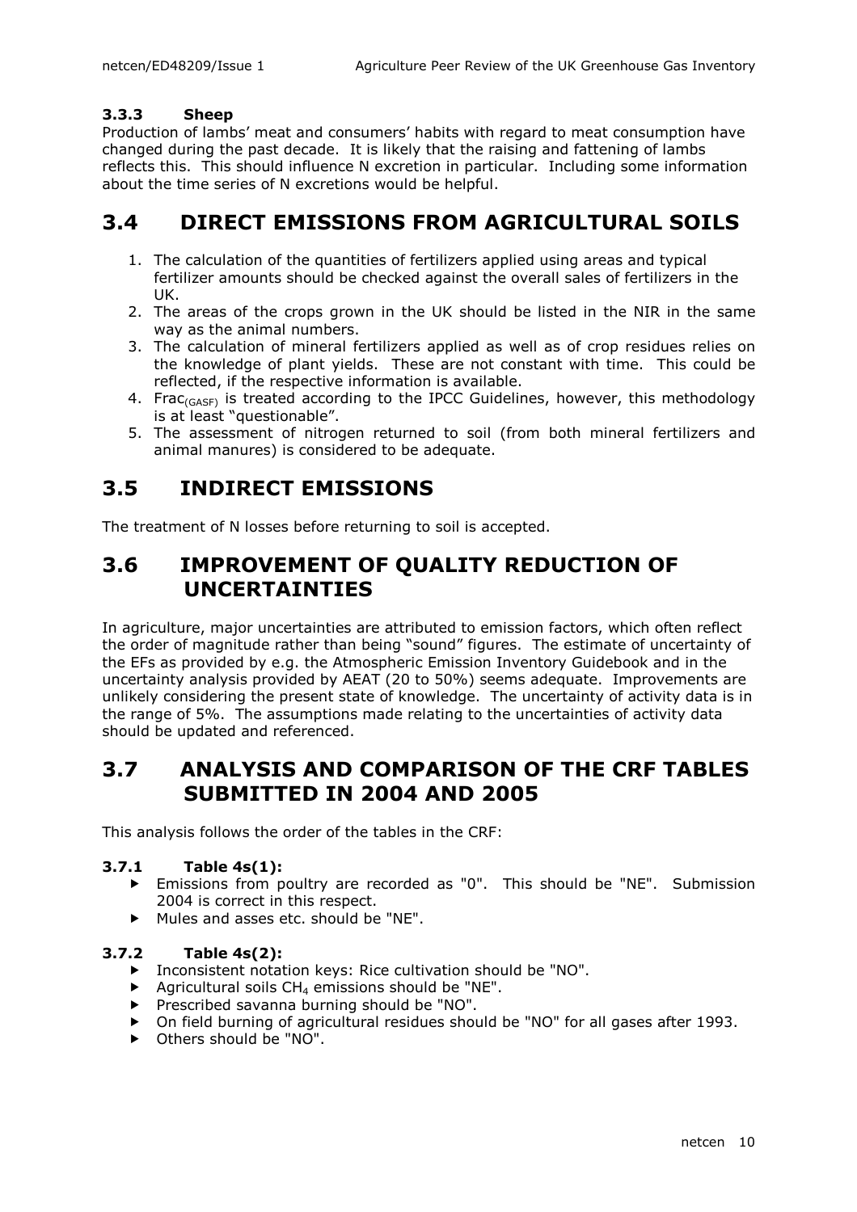### 3.3.3 Sheep

Production of lambs' meat and consumers' habits with regard to meat consumption have changed during the past decade. It is likely that the raising and fattening of lambs reflects this. This should influence N excretion in particular. Including some information about the time series of N excretions would be helpful.

## 3.4 DIRECT EMISSIONS FROM AGRICULTURAL SOILS

1. The calculation of the quantities of fertilizers applied using areas and typical fertilizer amounts should be checked against the overall sales of fertilizers in the UK.
2. The areas of the crops grown in the UK should be listed in the NIR in the same way as the animal numbers.
3. The calculation of mineral fertilizers applied as well as of crop residues relies on the knowledge of plant yields. These are not constant with time. This could be reflected, if the respective information is available.
4. $Frac_{(GASF)}$ is treated according to the IPCC Guidelines, however, this methodology is at least "questionable".
5. The assessment of nitrogen returned to soil (from both mineral fertilizers and animal manures) is considered to be adequate.

## 3.5 INDIRECT EMISSIONS

The treatment of N losses before returning to soil is accepted.

## 3.6 IMPROVEMENT OF QUALITY REDUCTION OF UNCERTAINTIES

In agriculture, major uncertainties are attributed to emission factors, which often reflect the order of magnitude rather than being "sound" figures. The estimate of uncertainty of the EFs as provided by e.g. the Atmospheric Emission Inventory Guidebook and in the uncertainty analysis provided by AEAT (20 to 50%) seems adequate. Improvements are unlikely considering the present state of knowledge. The uncertainty of activity data is in the range of 5%. The assumptions made relating to the uncertainties of activity data should be updated and referenced.

## 3.7 ANALYSIS AND COMPARISON OF THE CRF TABLES SUBMITTED IN 2004 AND 2005

This analysis follows the order of the tables in the CRF:

### 3.7.1 Table 4s(1):

- Emissions from poultry are recorded as "0". This should be "NE". Submission 2004 is correct in this respect.
- Mules and asses etc. should be "NE".

### 3.7.2 Table 4s(2):

- Inconsistent notation keys: Rice cultivation should be "NO".
- Agricultural soils $CH_4$ emissions should be "NE".
- Prescribed savanna burning should be "NO".
- On field burning of agricultural residues should be "NO" for all gases after 1993.
- Others should be "NO".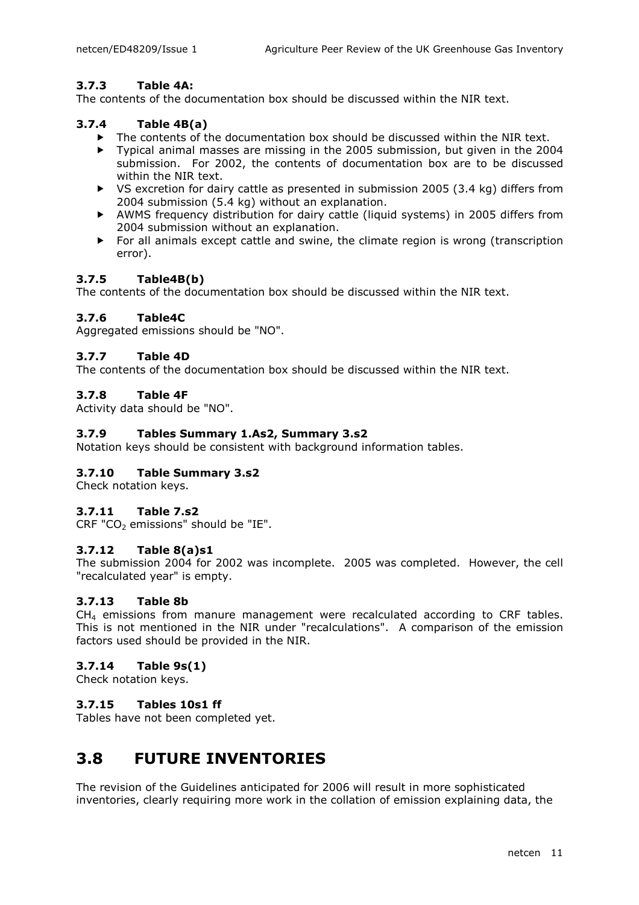### 3.7.3 Table 4A:

The contents of the documentation box should be discussed within the NIR text.

### 3.7.4 Table 4B(a)

- The contents of the documentation box should be discussed within the NIR text.
- Typical animal masses are missing in the 2005 submission, but given in the 2004 submission. For 2002, the contents of documentation box are to be discussed within the NIR text.
- VS excretion for dairy cattle as presented in submission 2005 (3.4 kg) differs from 2004 submission (5.4 kg) without an explanation.
- AWMS frequency distribution for dairy cattle (liquid systems) in 2005 differs from 2004 submission without an explanation.
- For all animals except cattle and swine, the climate region is wrong (transcription error).

### 3.7.5 Table4B(b)

The contents of the documentation box should be discussed within the NIR text.

### 3.7.6 Table4C

Aggregated emissions should be "NO".

### 3.7.7 Table 4D

The contents of the documentation box should be discussed within the NIR text.

### 3.7.8 Table 4F

Activity data should be "NO".

### 3.7.9 Tables Summary 1.As2, Summary 3.s2

Notation keys should be consistent with background information tables.

### 3.7.10 Table Summary 3.s2

Check notation keys.

### 3.7.11 Table 7.s2

CRF "$CO_2$ emissions" should be "IE".

### 3.7.12 Table 8(a)s1

The submission 2004 for 2002 was incomplete. 2005 was completed. However, the cell "recalculated year" is empty.

### 3.7.13 Table 8b

$CH_4$ emissions from manure management were recalculated according to CRF tables. This is not mentioned in the NIR under "recalculations". A comparison of the emission factors used should be provided in the NIR.

### 3.7.14 Table 9s(1)

Check notation keys.

### 3.7.15 Tables 10s1 ff

Tables have not been completed yet.

## 3.8 FUTURE INVENTORIES

The revision of the Guidelines anticipated for 2006 will result in more sophisticated inventories, clearly requiring more work in the collation of emission explaining data, the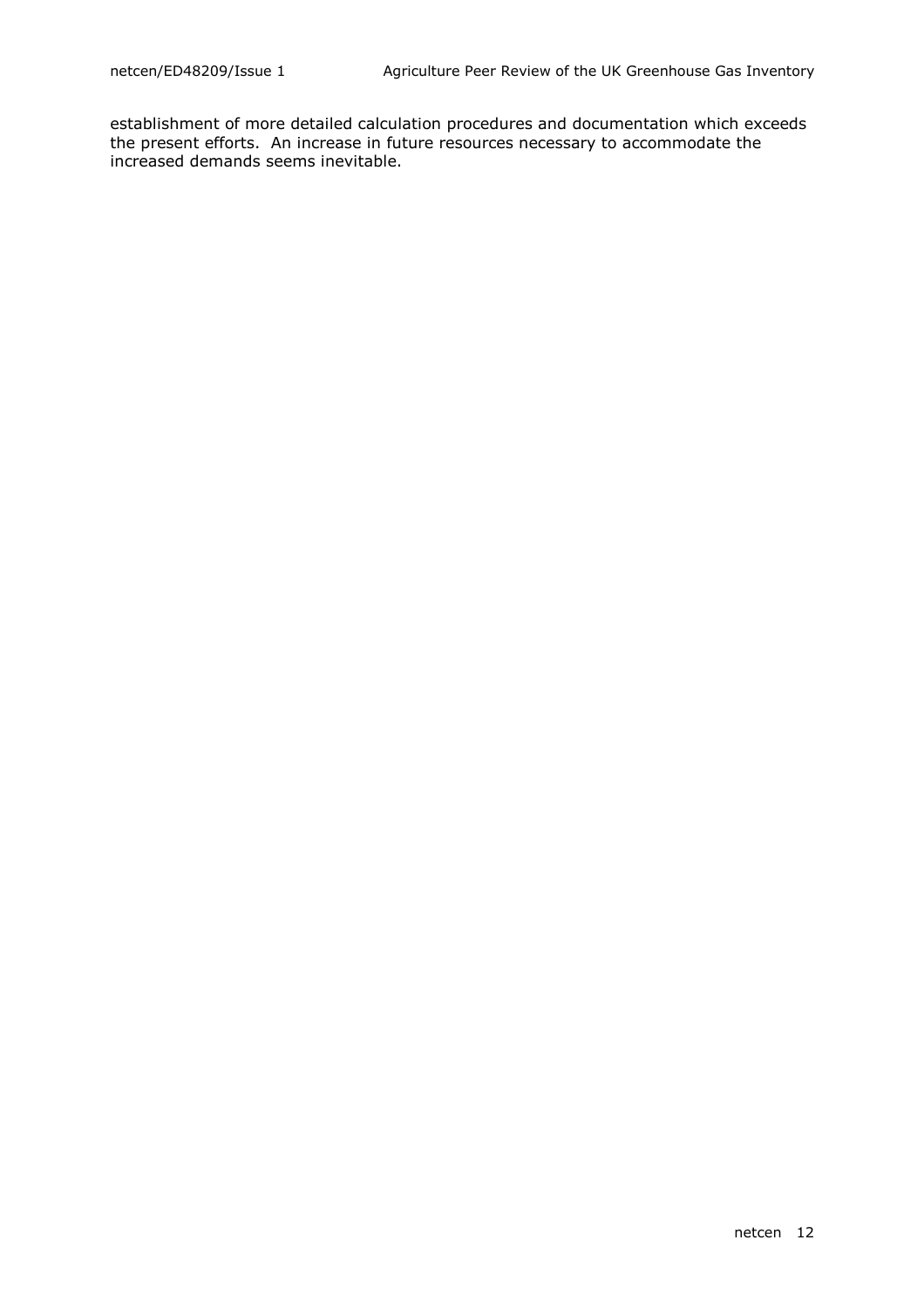establishment of more detailed calculation procedures and documentation which exceeds the present efforts. An increase in future resources necessary to accommodate the increased demands seems inevitable.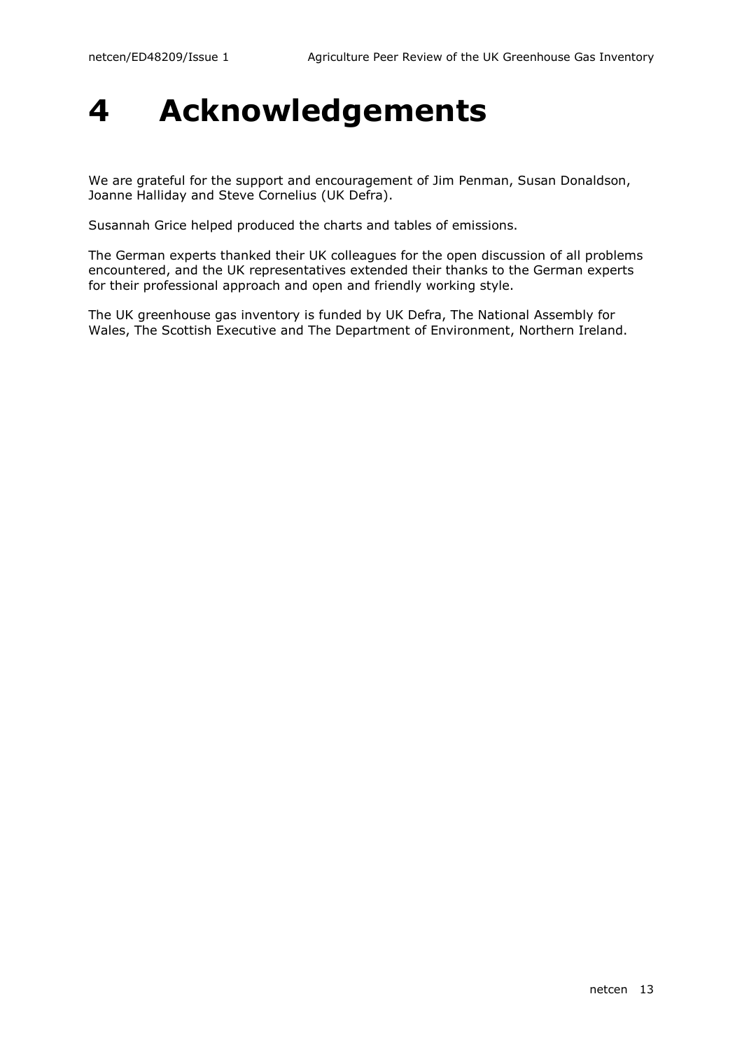# 4 Acknowledgements

We are grateful for the support and encouragement of Jim Penman, Susan Donaldson, Joanne Halliday and Steve Cornelius (UK Defra).

Susannah Grice helped produced the charts and tables of emissions.

The German experts thanked their UK colleagues for the open discussion of all problems encountered, and the UK representatives extended their thanks to the German experts for their professional approach and open and friendly working style.

The UK greenhouse gas inventory is funded by UK Defra, The National Assembly for Wales, The Scottish Executive and The Department of Environment, Northern Ireland.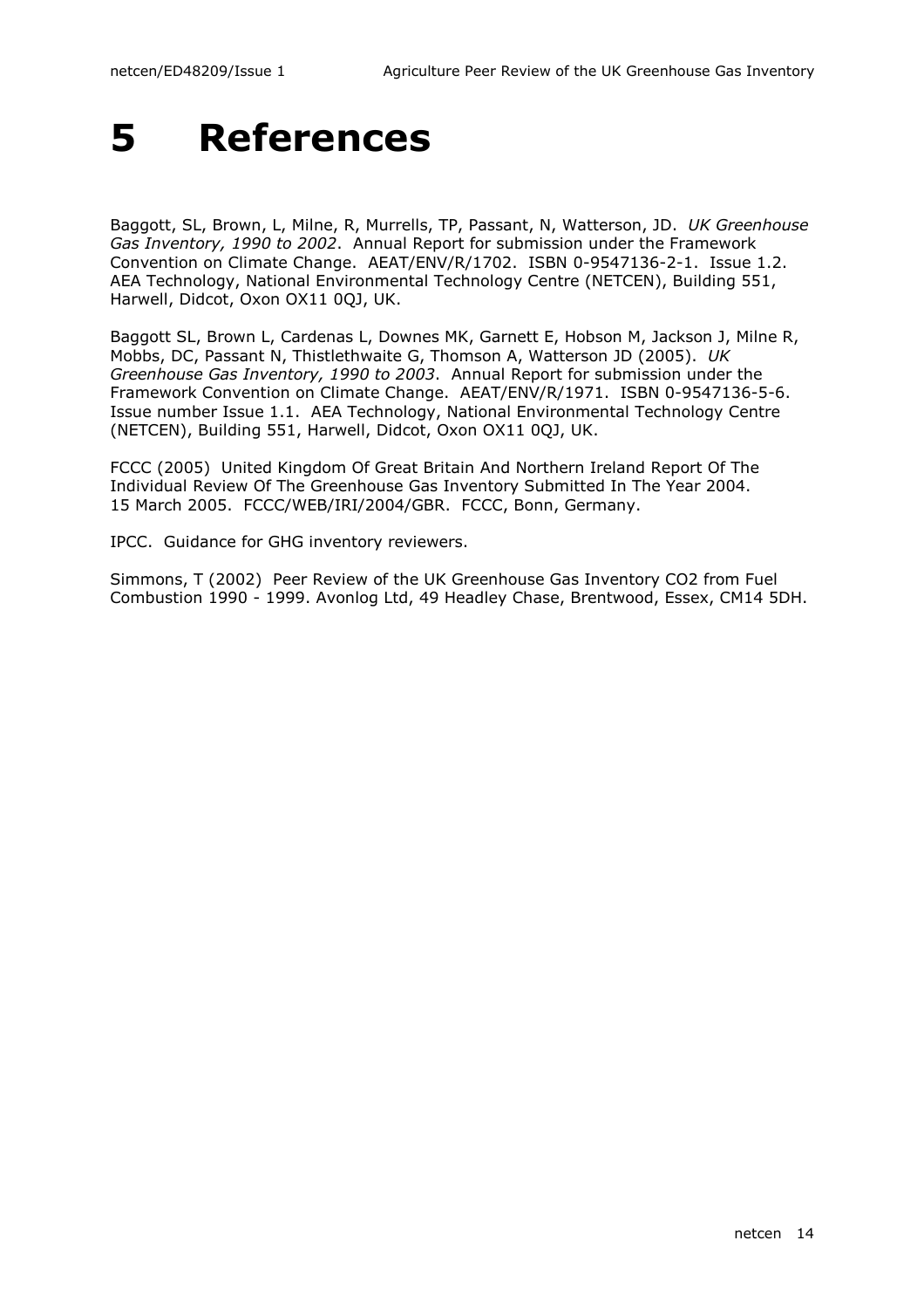# 5 References

Baggott, SL, Brown, L, Milne, R, Murrells, TP, Passant, N, Watterson, JD. *UK Greenhouse Gas Inventory, 1990 to 2002*. Annual Report for submission under the Framework Convention on Climate Change. AEAT/ENV/R/1702. ISBN 0-9547136-2-1. Issue 1.2. AEA Technology, National Environmental Technology Centre (NETCEN), Building 551, Harwell, Didcot, Oxon OX11 0QJ, UK.

Baggott SL, Brown L, Cardenas L, Downes MK, Garnett E, Hobson M, Jackson J, Milne R, Mobbs, DC, Passant N, Thistlethwaite G, Thomson A, Watterson JD (2005). *UK Greenhouse Gas Inventory, 1990 to 2003*. Annual Report for submission under the Framework Convention on Climate Change. AEAT/ENV/R/1971. ISBN 0-9547136-5-6. Issue number Issue 1.1. AEA Technology, National Environmental Technology Centre (NETCEN), Building 551, Harwell, Didcot, Oxon OX11 0QJ, UK.

FCCC (2005) United Kingdom Of Great Britain And Northern Ireland Report Of The Individual Review Of The Greenhouse Gas Inventory Submitted In The Year 2004. 15 March 2005. FCCC/WEB/IRI/2004/GBR. FCCC, Bonn, Germany.

IPCC. Guidance for GHG inventory reviewers.

Simmons, T (2002) Peer Review of the UK Greenhouse Gas Inventory CO2 from Fuel Combustion 1990 - 1999. Avonlog Ltd, 49 Headley Chase, Brentwood, Essex, CM14 5DH.